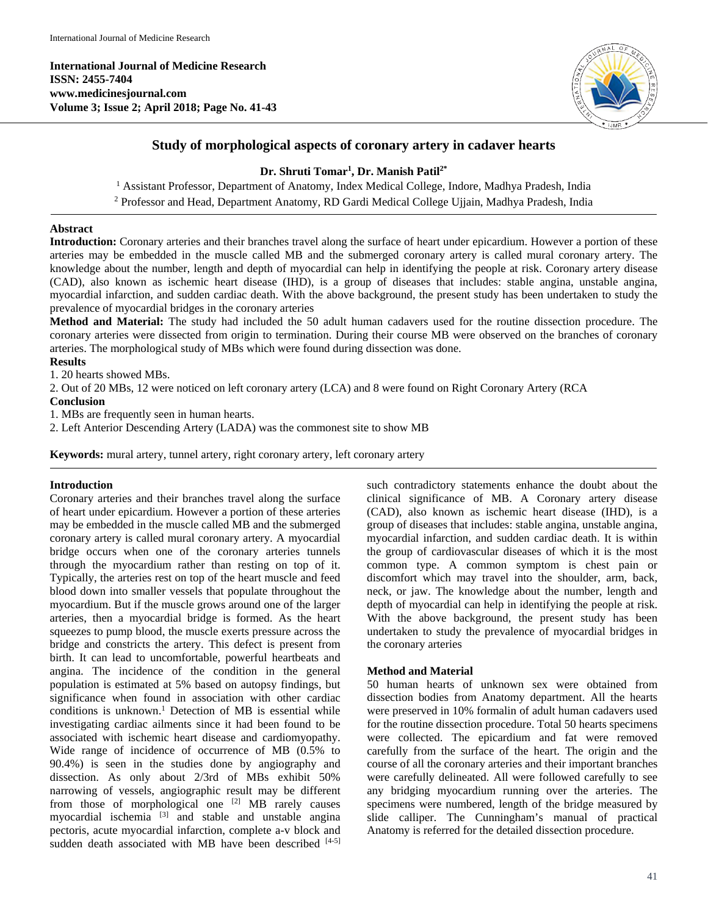# Study of morphological aspects of coronary artery in cadaver hearts

**Dr. Shruti Tomar[1], Dr. Manish Patil[2*]**

[1] Assistant Professor, Department of Anatomy, Index Medical College, Indore, Madhya Pradesh, India

[2] Professor and Head, Department Anatomy, RD Gardi Medical College Ujjain, Madhya Pradesh, India

## Abstract

**Introduction:** Coronary arteries and their branches travel along the surface of heart under epicardium. However a portion of these arteries may be embedded in the muscle called MB and the submerged coronary artery is called mural coronary artery. The knowledge about the number, length and depth of myocardial can help in identifying the people at risk. Coronary artery disease (CAD), also known as ischemic heart disease (IHD), is a group of diseases that includes: stable angina, unstable angina, myocardial infarction, and sudden cardiac death. With the above background, the present study has been undertaken to study the prevalence of myocardial bridges in the coronary arteries

**Method and Material:** The study had included the 50 adult human cadavers used for the routine dissection procedure. The coronary arteries were dissected from origin to termination. During their course MB were observed on the branches of coronary arteries. The morphological study of MBs which were found during dissection was done.

**Results**

1. 20 hearts showed MBs.
2. Out of 20 MBs, 12 were noticed on left coronary artery (LCA) and 8 were found on Right Coronary Artery (RCA

**Conclusion**

1. MBs are frequently seen in human hearts.
2. Left Anterior Descending Artery (LADA) was the commonest site to show MB

**Keywords:** mural artery, tunnel artery, right coronary artery, left coronary artery

## Introduction

Coronary arteries and their branches travel along the surface of heart under epicardium. However a portion of these arteries may be embedded in the muscle called MB and the submerged coronary artery is called mural coronary artery. A myocardial bridge occurs when one of the coronary arteries tunnels through the myocardium rather than resting on top of it. Typically, the arteries rest on top of the heart muscle and feed blood down into smaller vessels that populate throughout the myocardium. But if the muscle grows around one of the larger arteries, then a myocardial bridge is formed. As the heart squeezes to pump blood, the muscle exerts pressure across the bridge and constricts the artery. This defect is present from birth. It can lead to uncomfortable, powerful heartbeats and angina. The incidence of the condition in the general population is estimated at 5% based on autopsy findings, but significance when found in association with other cardiac conditions is unknown.[1] Detection of MB is essential while investigating cardiac ailments since it had been found to be associated with ischemic heart disease and cardiomyopathy. Wide range of incidence of occurrence of MB (0.5% to 90.4%) is seen in the studies done by angiography and dissection. As only about 2/3rd of MBs exhibit 50% narrowing of vessels, angiographic result may be different from those of morphological one [2] MB rarely causes myocardial ischemia [3] and stable and unstable angina pectoris, acute myocardial infarction, complete a-v block and sudden death associated with MB have been described [4-5] such contradictory statements enhance the doubt about the clinical significance of MB. A Coronary artery disease (CAD), also known as ischemic heart disease (IHD), is a group of diseases that includes: stable angina, unstable angina, myocardial infarction, and sudden cardiac death. It is within the group of cardiovascular diseases of which it is the most common type. A common symptom is chest pain or discomfort which may travel into the shoulder, arm, back, neck, or jaw. The knowledge about the number, length and depth of myocardial can help in identifying the people at risk. With the above background, the present study has been undertaken to study the prevalence of myocardial bridges in the coronary arteries

## Method and Material

50 human hearts of unknown sex were obtained from dissection bodies from Anatomy department. All the hearts were preserved in 10% formalin of adult human cadavers used for the routine dissection procedure. Total 50 hearts specimens were collected. The epicardium and fat were removed carefully from the surface of the heart. The origin and the course of all the coronary arteries and their important branches were carefully delineated. All were followed carefully to see any bridging myocardium running over the arteries. The specimens were numbered, length of the bridge measured by slide calliper. The Cunningham's manual of practical Anatomy is referred for the detailed dissection procedure.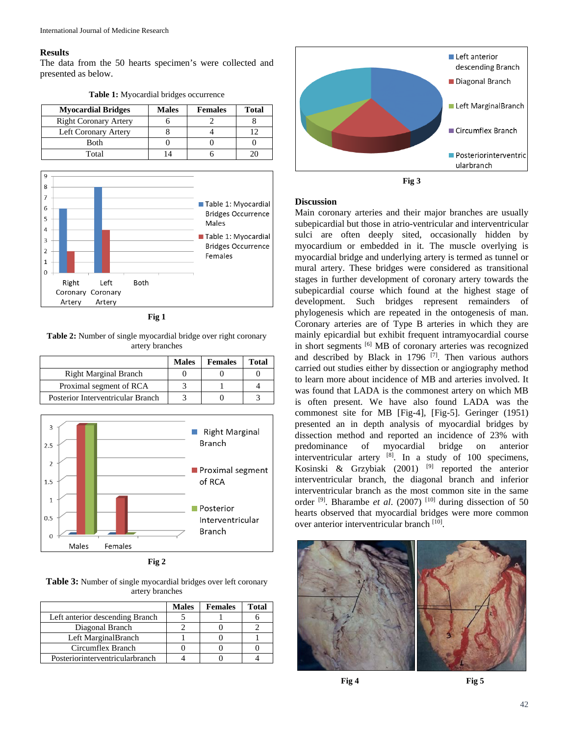## Results

The data from the 50 hearts specimen's were collected and presented as below.

**Table 1:** Myocardial bridges occurrence

| Myocardial Bridges | Males | Females | Total |
|---|---|---|---|
| Right Coronary Artery | 6 | 2 | 8 |
| Left Coronary Artery | 8 | 4 | 12 |
| Both | 0 | 0 | 0 |
| Total | 14 | 6 | 20 |

**Fig 1**

**Table 2:** Number of single myocardial bridge over right coronary artery branches

| | Males | Females | Total |
|---|---|---|---|
| Right Marginal Branch | 0 | 0 | 0 |
| Proximal segment of RCA | 3 | 1 | 4 |
| Posterior Interventricular Branch | 3 | 0 | 3 |

**Fig 2**

**Table 3:** Number of single myocardial bridges over left coronary artery branches

| | Males | Females | Total |
|---|---|---|---|
| Left anterior descending Branch | 5 | 1 | 6 |
| Diagonal Branch | 2 | 0 | 2 |
| Left MarginalBranch | 1 | 0 | 1 |
| Circumflex Branch | 0 | 0 | 0 |
| Posteriorinterventricularbranch | 4 | 0 | 4 |

**Fig 3**

## Discussion

Main coronary arteries and their major branches are usually subepicardial but those in atrio-ventricular and interventricular sulci are often deeply sited, occasionally hidden by myocardium or embedded in it. The muscle overlying is myocardial bridge and underlying artery is termed as tunnel or mural artery. These bridges were considered as transitional stages in further development of coronary artery towards the subepicardial course which found at the highest stage of development. Such bridges represent remainders of phylogenesis which are repeated in the ontogenesis of man. Coronary arteries are of Type B arteries in which they are mainly epicardial but exhibit frequent intramyocardial course in short segments [6] MB of coronary arteries was recognized and described by Black in 1796 [7]. Then various authors carried out studies either by dissection or angiography method to learn more about incidence of MB and arteries involved. It was found that LADA is the commonest artery on which MB is often present. We have also found LADA was the commonest site for MB [Fig-4], [Fig-5]. Geringer (1951) presented an in depth analysis of myocardial bridges by dissection method and reported an incidence of 23% with predominance of myocardial bridge on anterior interventricular artery [8]. In a study of 100 specimens, Kosinski & Grzybiak (2001) [9] reported the anterior interventricular branch, the diagonal branch and inferior interventricular branch as the most common site in the same order [9]. Bharambe *et al*. (2007) [10] during dissection of 50 hearts observed that myocardial bridges were more common over anterior interventricular branch [10].

**Fig 4** **Fig 5**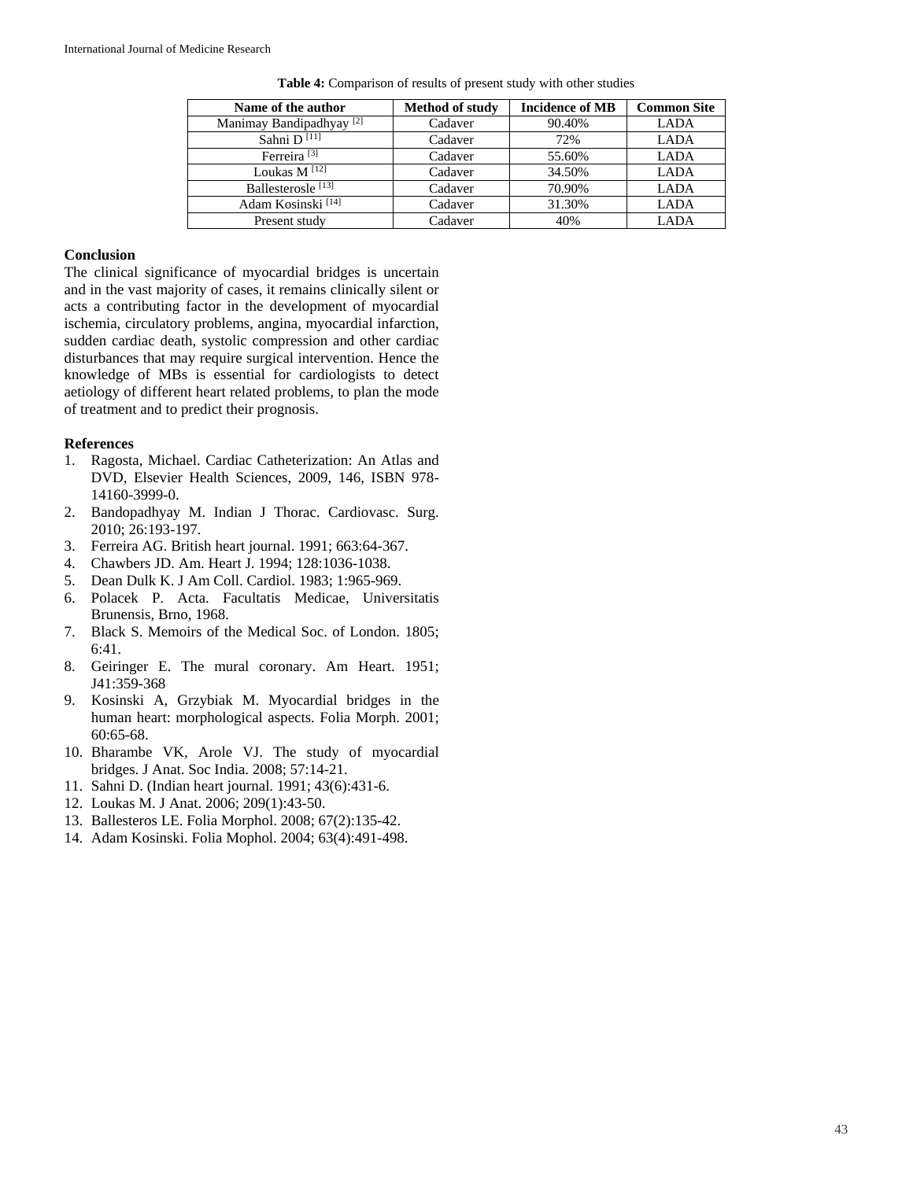**Table 4:** Comparison of results of present study with other studies

| Name of the author | Method of study | Incidence of MB | Common Site |
|---|---|---|---|
| Manimay Bandipadhyay [2] | Cadaver | 90.40% | LADA |
| Sahni D [11] | Cadaver | 72% | LADA |
| Ferreira [3] | Cadaver | 55.60% | LADA |
| Loukas M [12] | Cadaver | 34.50% | LADA |
| Ballesterosle [13] | Cadaver | 70.90% | LADA |
| Adam Kosinski [14] | Cadaver | 31.30% | LADA |
| Present study | Cadaver | 40% | LADA |

## Conclusion

The clinical significance of myocardial bridges is uncertain and in the vast majority of cases, it remains clinically silent or acts a contributing factor in the development of myocardial ischemia, circulatory problems, angina, myocardial infarction, sudden cardiac death, systolic compression and other cardiac disturbances that may require surgical intervention. Hence the knowledge of MBs is essential for cardiologists to detect aetiology of different heart related problems, to plan the mode of treatment and to predict their prognosis.

## References

1. Ragosta, Michael. Cardiac Catheterization: An Atlas and DVD, Elsevier Health Sciences, 2009, 146, ISBN 978-14160-3999-0.
2. Bandopadhyay M. Indian J Thorac. Cardiovasc. Surg. 2010; 26:193-197.
3. Ferreira AG. British heart journal. 1991; 663:64-367.
4. Chawbers JD. Am. Heart J. 1994; 128:1036-1038.
5. Dean Dulk K. J Am Coll. Cardiol. 1983; 1:965-969.
6. Polacek P. Acta. Facultatis Medicae, Universitatis Brunensis, Brno, 1968.
7. Black S. Memoirs of the Medical Soc. of London. 1805; 6:41.
8. Geiringer E. The mural coronary. Am Heart. 1951; J41:359-368
9. Kosinski A, Grzybiak M. Myocardial bridges in the human heart: morphological aspects. Folia Morph. 2001; 60:65-68.
10. Bharambe VK, Arole VJ. The study of myocardial bridges. J Anat. Soc India. 2008; 57:14-21.
11. Sahni D. (Indian heart journal. 1991; 43(6):431-6.
12. Loukas M. J Anat. 2006; 209(1):43-50.
13. Ballesteros LE. Folia Morphol. 2008; 67(2):135-42.
14. Adam Kosinski. Folia Mophol. 2004; 63(4):491-498.